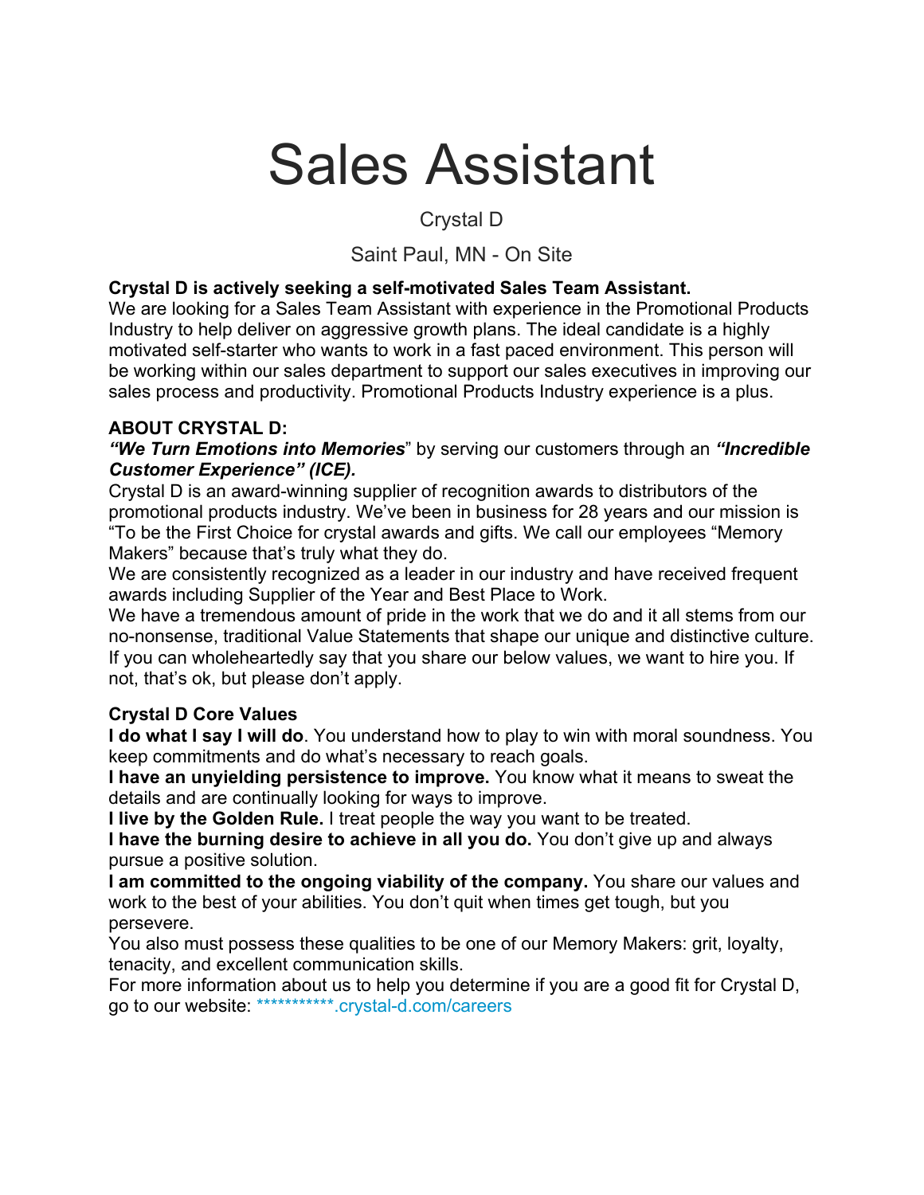# Sales Assistant

Crystal D

Saint Paul, MN - On Site

**Crystal D is actively seeking a self-motivated Sales Team Assistant.**
We are looking for a Sales Team Assistant with experience in the Promotional Products Industry to help deliver on aggressive growth plans. The ideal candidate is a highly motivated self-starter who wants to work in a fast paced environment. This person will be working within our sales department to support our sales executives in improving our sales process and productivity. Promotional Products Industry experience is a plus.

**ABOUT CRYSTAL D:**
***"We Turn Emotions into Memories***" by serving our customers through an ***"Incredible Customer Experience" (ICE).***
Crystal D is an award-winning supplier of recognition awards to distributors of the promotional products industry. We've been in business for 28 years and our mission is "To be the First Choice for crystal awards and gifts. We call our employees "Memory Makers" because that's truly what they do.
We are consistently recognized as a leader in our industry and have received frequent awards including Supplier of the Year and Best Place to Work.
We have a tremendous amount of pride in the work that we do and it all stems from our no-nonsense, traditional Value Statements that shape our unique and distinctive culture. If you can wholeheartedly say that you share our below values, we want to hire you. If not, that's ok, but please don't apply.

**Crystal D Core Values**
**I do what I say I will do**. You understand how to play to win with moral soundness. You keep commitments and do what's necessary to reach goals.
**I have an unyielding persistence to improve.** You know what it means to sweat the details and are continually looking for ways to improve.
**I live by the Golden Rule.** I treat people the way you want to be treated.
**I have the burning desire to achieve in all you do.** You don't give up and always pursue a positive solution.
**I am committed to the ongoing viability of the company.** You share our values and work to the best of your abilities. You don't quit when times get tough, but you persevere.
You also must possess these qualities to be one of our Memory Makers: grit, loyalty, tenacity, and excellent communication skills.
For more information about us to help you determine if you are a good fit for Crystal D, go to our website: ***********.crystal-d.com/careers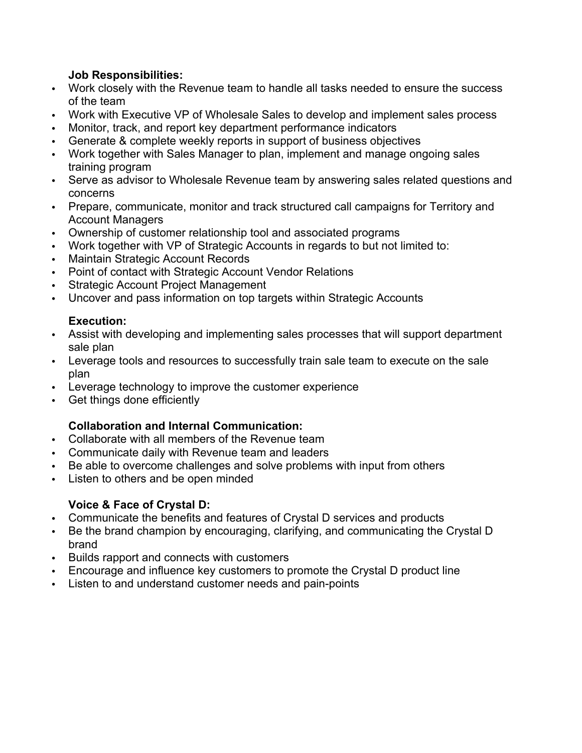**Job Responsibilities:**

- Work closely with the Revenue team to handle all tasks needed to ensure the success of the team
- Work with Executive VP of Wholesale Sales to develop and implement sales process
- Monitor, track, and report key department performance indicators
- Generate & complete weekly reports in support of business objectives
- Work together with Sales Manager to plan, implement and manage ongoing sales training program
- Serve as advisor to Wholesale Revenue team by answering sales related questions and concerns
- Prepare, communicate, monitor and track structured call campaigns for Territory and Account Managers
- Ownership of customer relationship tool and associated programs
- Work together with VP of Strategic Accounts in regards to but not limited to:
- Maintain Strategic Account Records
- Point of contact with Strategic Account Vendor Relations
- Strategic Account Project Management
- Uncover and pass information on top targets within Strategic Accounts

**Execution:**

- Assist with developing and implementing sales processes that will support department sale plan
- Leverage tools and resources to successfully train sale team to execute on the sale plan
- Leverage technology to improve the customer experience
- Get things done efficiently

**Collaboration and Internal Communication:**

- Collaborate with all members of the Revenue team
- Communicate daily with Revenue team and leaders
- Be able to overcome challenges and solve problems with input from others
- Listen to others and be open minded

**Voice & Face of Crystal D:**

- Communicate the benefits and features of Crystal D services and products
- Be the brand champion by encouraging, clarifying, and communicating the Crystal D brand
- Builds rapport and connects with customers
- Encourage and influence key customers to promote the Crystal D product line
- Listen to and understand customer needs and pain-points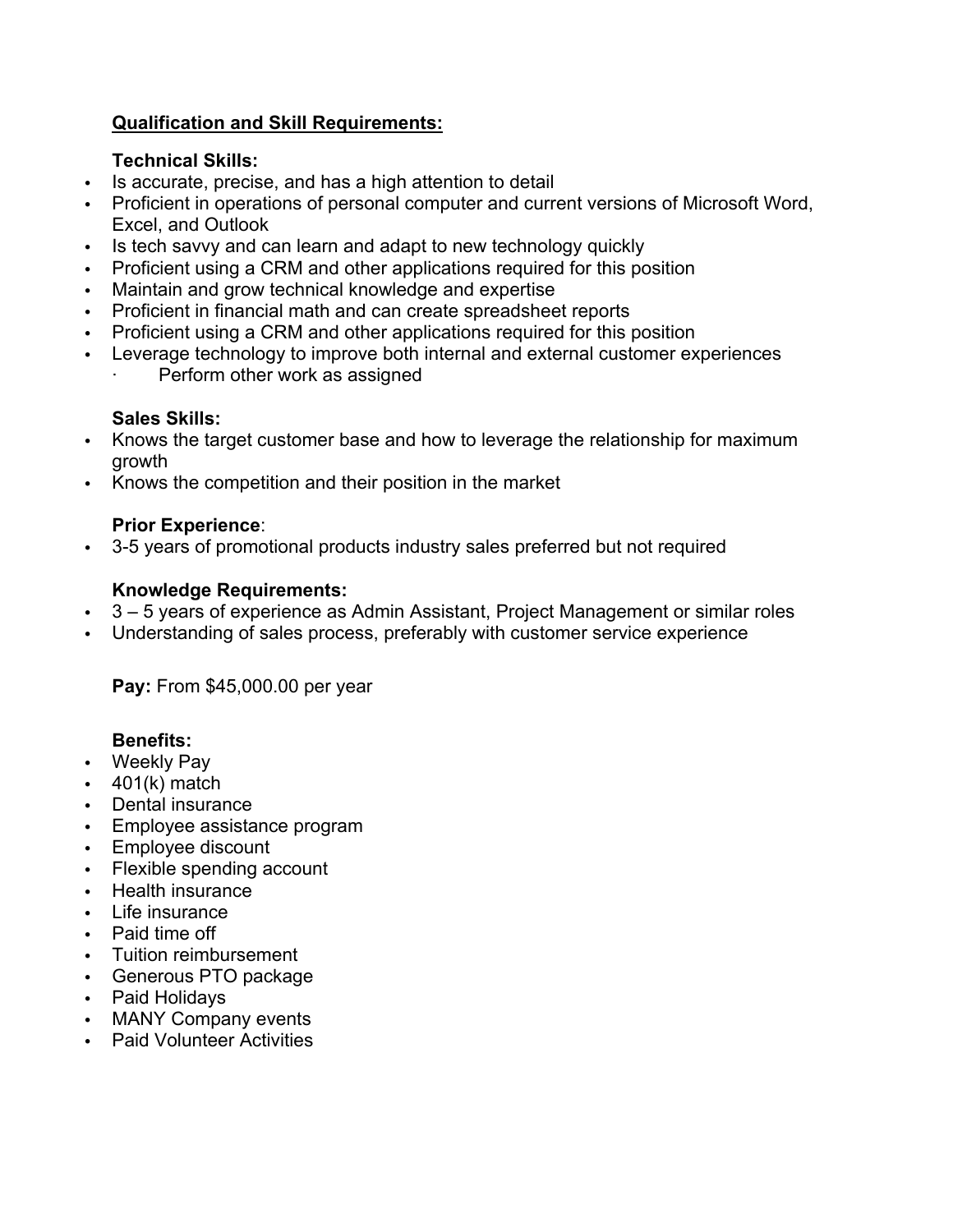**<u>Qualification and Skill Requirements:</u>**

**Technical Skills:**

- Is accurate, precise, and has a high attention to detail
- Proficient in operations of personal computer and current versions of Microsoft Word, Excel, and Outlook
- Is tech savvy and can learn and adapt to new technology quickly
- Proficient using a CRM and other applications required for this position
- Maintain and grow technical knowledge and expertise
- Proficient in financial math and can create spreadsheet reports
- Proficient using a CRM and other applications required for this position
- Leverage technology to improve both internal and external customer experiences
  - Perform other work as assigned

**Sales Skills:**

- Knows the target customer base and how to leverage the relationship for maximum growth
- Knows the competition and their position in the market

**Prior Experience**:

- 3-5 years of promotional products industry sales preferred but not required

**Knowledge Requirements:**

- 3 – 5 years of experience as Admin Assistant, Project Management or similar roles
- Understanding of sales process, preferably with customer service experience

**Pay:** From $45,000.00 per year

**Benefits:**

- Weekly Pay
- 401(k) match
- Dental insurance
- Employee assistance program
- Employee discount
- Flexible spending account
- Health insurance
- Life insurance
- Paid time off
- Tuition reimbursement
- Generous PTO package
- Paid Holidays
- MANY Company events
- Paid Volunteer Activities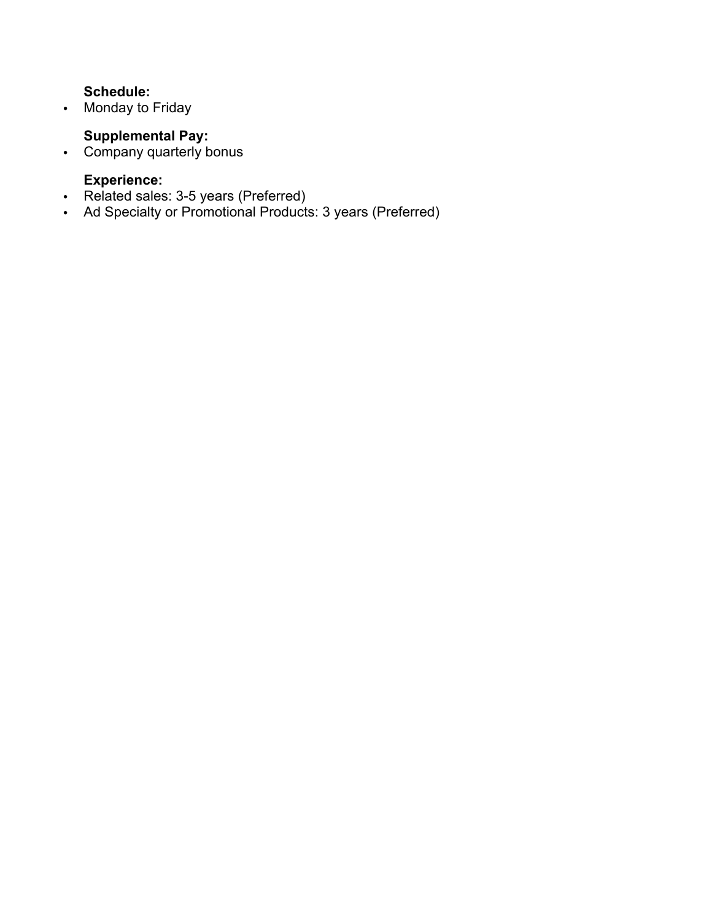**Schedule:**

- Monday to Friday

**Supplemental Pay:**

- Company quarterly bonus

**Experience:**

- Related sales: 3-5 years (Preferred)
- Ad Specialty or Promotional Products: 3 years (Preferred)